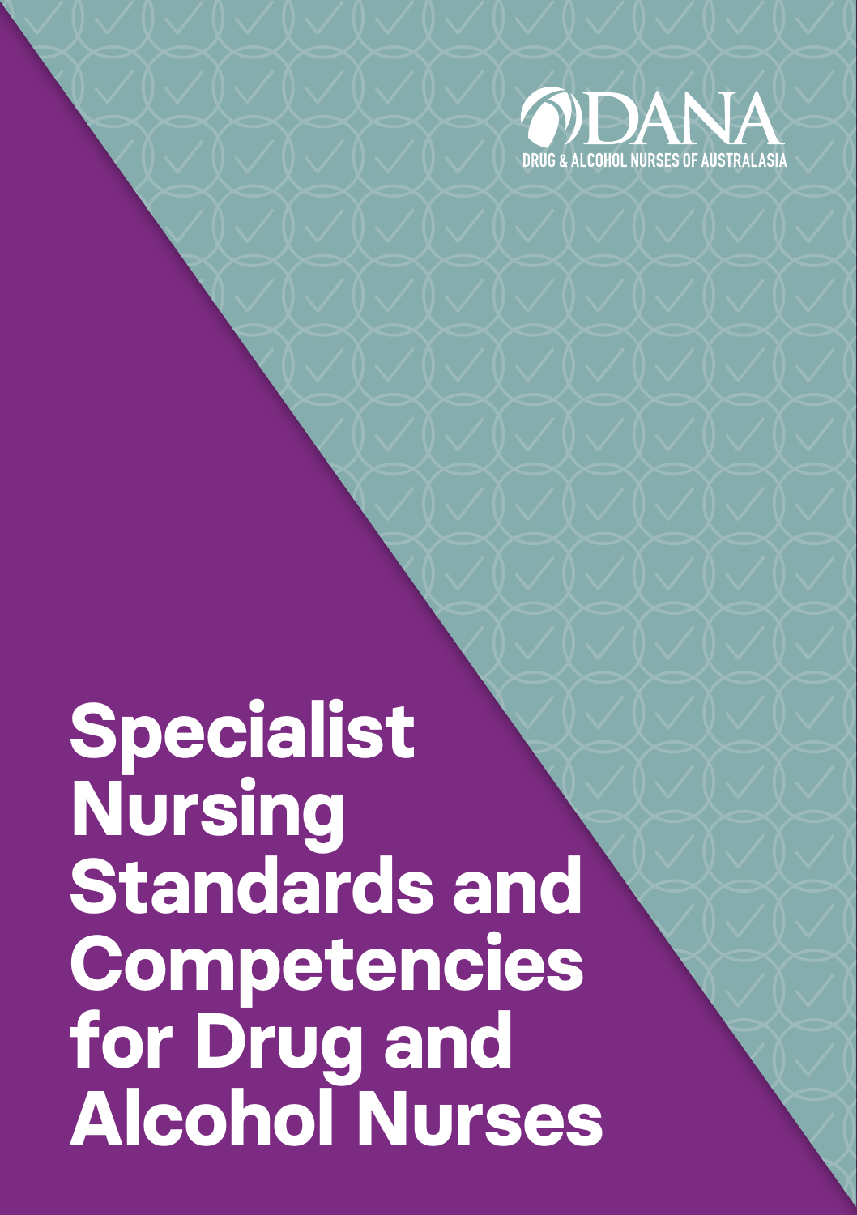DANA

DRUG & ALCOHOL NURSES OF AUSTRALASIA

# Specialist Nursing Standards and Competencies for Drug and Alcohol Nurses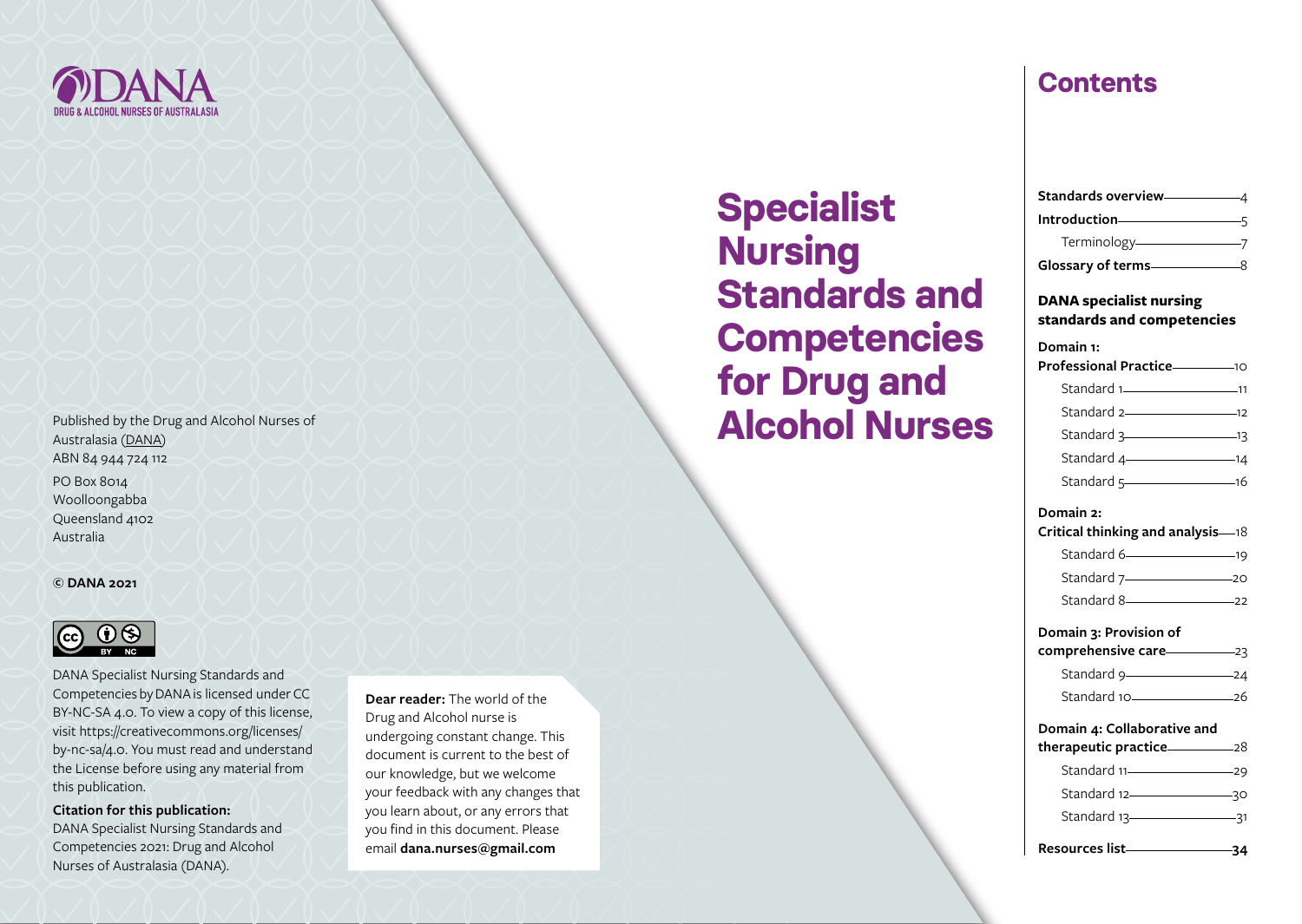DANA
DRUG & ALCOHOL NURSES OF AUSTRALASIA

# Specialist Nursing Standards and Competencies for Drug and Alcohol Nurses

Published by the Drug and Alcohol Nurses of Australasia (DANA)
ABN 84 944 724 112

PO Box 8014
Woolloongabba
Queensland 4102
Australia

**© DANA 2021**

DANA Specialist Nursing Standards and Competencies by DANA is licensed under CC BY-NC-SA 4.0. To view a copy of this license, visit https://creativecommons.org/licenses/by-nc-sa/4.0. You must read and understand the License before using any material from this publication.

**Citation for this publication:**
DANA Specialist Nursing Standards and Competencies 2021: Drug and Alcohol Nurses of Australasia (DANA).

**Dear reader:** The world of the Drug and Alcohol nurse is undergoing constant change. This document is current to the best of our knowledge, but we welcome your feedback with any changes that you learn about, or any errors that you find in this document. Please email **dana.nurses@gmail.com**

## Contents

**Standards overview** — 4
**Introduction** — 5
  Terminology — 7
**Glossary of terms** — 8

**DANA specialist nursing standards and competencies**

**Domain 1: Professional Practice** — 10
  Standard 1 — 11
  Standard 2 — 12
  Standard 3 — 13
  Standard 4 — 14
  Standard 5 — 16

**Domain 2: Critical thinking and analysis** — 18
  Standard 6 — 19
  Standard 7 — 20
  Standard 8 — 22

**Domain 3: Provision of comprehensive care** — 23
  Standard 9 — 24
  Standard 10 — 26

**Domain 4: Collaborative and therapeutic practice** — 28
  Standard 11 — 29
  Standard 12 — 30
  Standard 13 — 31

**Resources list** — **34**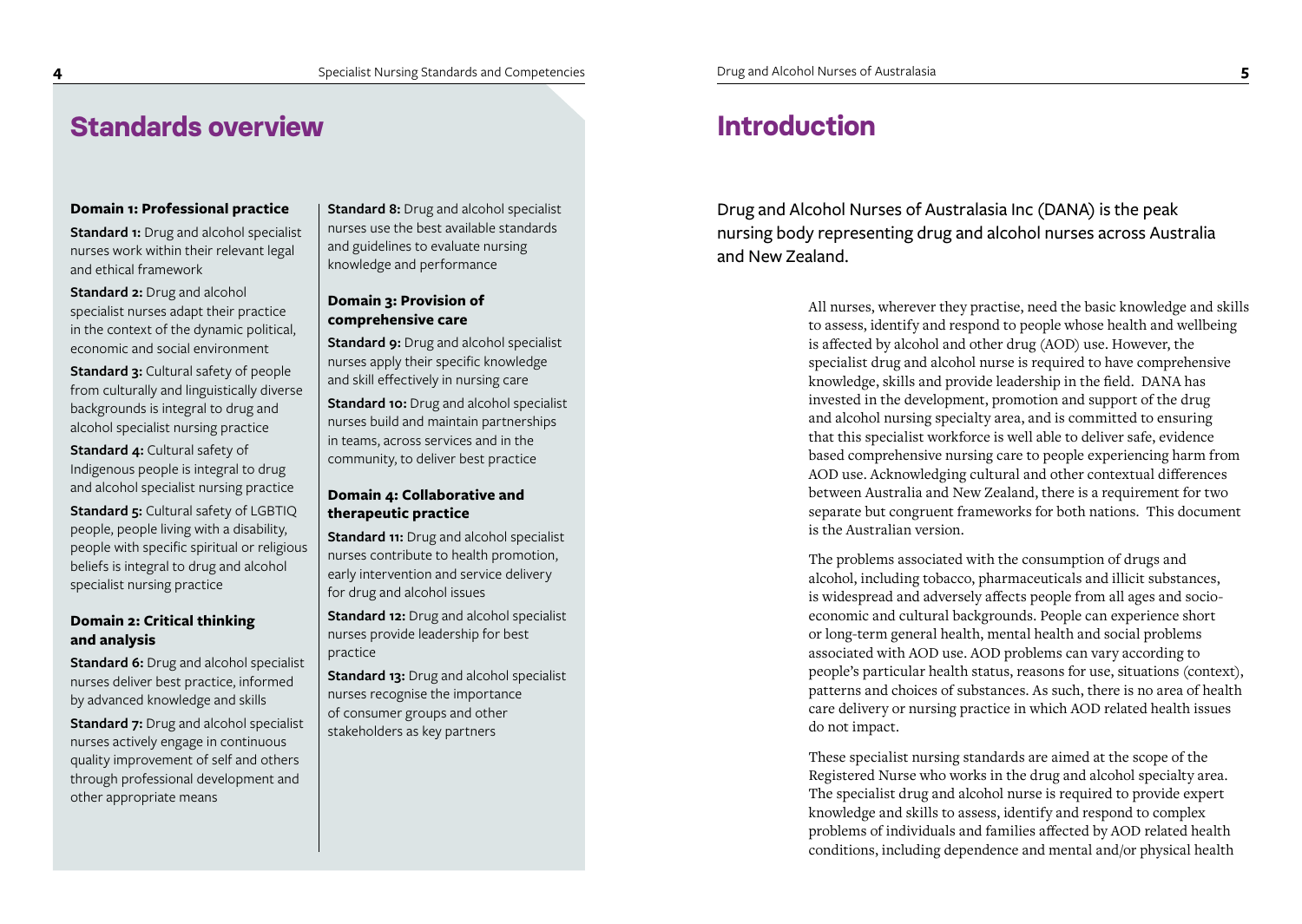# Standards overview

**Domain 1: Professional practice**

**Standard 1:** Drug and alcohol specialist nurses work within their relevant legal and ethical framework

**Standard 2:** Drug and alcohol specialist nurses adapt their practice in the context of the dynamic political, economic and social environment

**Standard 3:** Cultural safety of people from culturally and linguistically diverse backgrounds is integral to drug and alcohol specialist nursing practice

**Standard 4:** Cultural safety of Indigenous people is integral to drug and alcohol specialist nursing practice

**Standard 5:** Cultural safety of LGBTIQ people, people living with a disability, people with specific spiritual or religious beliefs is integral to drug and alcohol specialist nursing practice

**Domain 2: Critical thinking and analysis**

**Standard 6:** Drug and alcohol specialist nurses deliver best practice, informed by advanced knowledge and skills

**Standard 7:** Drug and alcohol specialist nurses actively engage in continuous quality improvement of self and others through professional development and other appropriate means

**Standard 8:** Drug and alcohol specialist nurses use the best available standards and guidelines to evaluate nursing knowledge and performance

**Domain 3: Provision of comprehensive care**

**Standard 9:** Drug and alcohol specialist nurses apply their specific knowledge and skill effectively in nursing care

**Standard 10:** Drug and alcohol specialist nurses build and maintain partnerships in teams, across services and in the community, to deliver best practice

**Domain 4: Collaborative and therapeutic practice**

**Standard 11:** Drug and alcohol specialist nurses contribute to health promotion, early intervention and service delivery for drug and alcohol issues

**Standard 12:** Drug and alcohol specialist nurses provide leadership for best practice

**Standard 13:** Drug and alcohol specialist nurses recognise the importance of consumer groups and other stakeholders as key partners

# Introduction

Drug and Alcohol Nurses of Australasia Inc (DANA) is the peak nursing body representing drug and alcohol nurses across Australia and New Zealand.

All nurses, wherever they practise, need the basic knowledge and skills to assess, identify and respond to people whose health and wellbeing is affected by alcohol and other drug (AOD) use. However, the specialist drug and alcohol nurse is required to have comprehensive knowledge, skills and provide leadership in the field. DANA has invested in the development, promotion and support of the drug and alcohol nursing specialty area, and is committed to ensuring that this specialist workforce is well able to deliver safe, evidence based comprehensive nursing care to people experiencing harm from AOD use. Acknowledging cultural and other contextual differences between Australia and New Zealand, there is a requirement for two separate but congruent frameworks for both nations. This document is the Australian version.

The problems associated with the consumption of drugs and alcohol, including tobacco, pharmaceuticals and illicit substances, is widespread and adversely affects people from all ages and socio-economic and cultural backgrounds. People can experience short or long-term general health, mental health and social problems associated with AOD use. AOD problems can vary according to people's particular health status, reasons for use, situations (context), patterns and choices of substances. As such, there is no area of health care delivery or nursing practice in which AOD related health issues do not impact.

These specialist nursing standards are aimed at the scope of the Registered Nurse who works in the drug and alcohol specialty area. The specialist drug and alcohol nurse is required to provide expert knowledge and skills to assess, identify and respond to complex problems of individuals and families affected by AOD related health conditions, including dependence and mental and/or physical health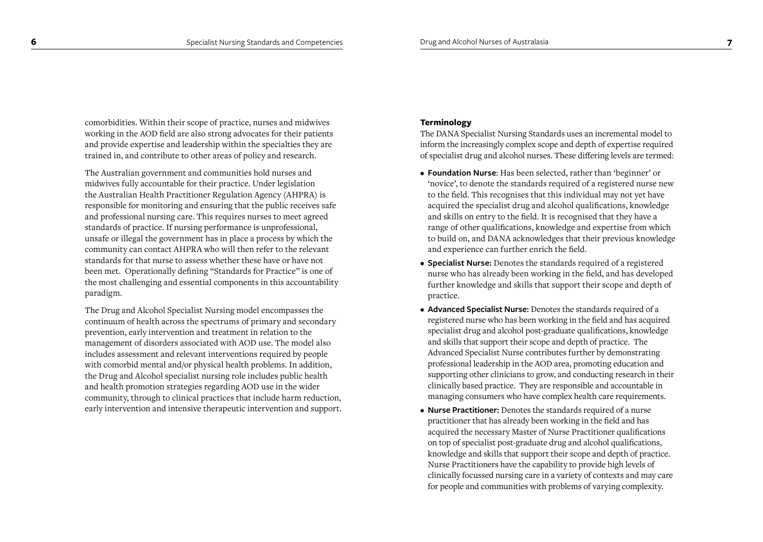comorbidities. Within their scope of practice, nurses and midwives working in the AOD field are also strong advocates for their patients and provide expertise and leadership within the specialties they are trained in, and contribute to other areas of policy and research.

The Australian government and communities hold nurses and midwives fully accountable for their practice. Under legislation the Australian Health Practitioner Regulation Agency (AHPRA) is responsible for monitoring and ensuring that the public receives safe and professional nursing care. This requires nurses to meet agreed standards of practice. If nursing performance is unprofessional, unsafe or illegal the government has in place a process by which the community can contact AHPRA who will then refer to the relevant standards for that nurse to assess whether these have or have not been met. Operationally defining "Standards for Practice" is one of the most challenging and essential components in this accountability paradigm.

The Drug and Alcohol Specialist Nursing model encompasses the continuum of health across the spectrums of primary and secondary prevention, early intervention and treatment in relation to the management of disorders associated with AOD use. The model also includes assessment and relevant interventions required by people with comorbid mental and/or physical health problems. In addition, the Drug and Alcohol specialist nursing role includes public health and health promotion strategies regarding AOD use in the wider community, through to clinical practices that include harm reduction, early intervention and intensive therapeutic intervention and support.

**Terminology**

The DANA Specialist Nursing Standards uses an incremental model to inform the increasingly complex scope and depth of expertise required of specialist drug and alcohol nurses. These differing levels are termed:

- **Foundation Nurse**: Has been selected, rather than 'beginner' or 'novice', to denote the standards required of a registered nurse new to the field. This recognises that this individual may not yet have acquired the specialist drug and alcohol qualifications, knowledge and skills on entry to the field. It is recognised that they have a range of other qualifications, knowledge and expertise from which to build on, and DANA acknowledges that their previous knowledge and experience can further enrich the field.
- **Specialist Nurse:** Denotes the standards required of a registered nurse who has already been working in the field, and has developed further knowledge and skills that support their scope and depth of practice.
- **Advanced Specialist Nurse:** Denotes the standards required of a registered nurse who has been working in the field and has acquired specialist drug and alcohol post-graduate qualifications, knowledge and skills that support their scope and depth of practice. The Advanced Specialist Nurse contributes further by demonstrating professional leadership in the AOD area, promoting education and supporting other clinicians to grow, and conducting research in their clinically based practice. They are responsible and accountable in managing consumers who have complex health care requirements.
- **Nurse Practitioner:** Denotes the standards required of a nurse practitioner that has already been working in the field and has acquired the necessary Master of Nurse Practitioner qualifications on top of specialist post-graduate drug and alcohol qualifications, knowledge and skills that support their scope and depth of practice. Nurse Practitioners have the capability to provide high levels of clinically focussed nursing care in a variety of contexts and may care for people and communities with problems of varying complexity.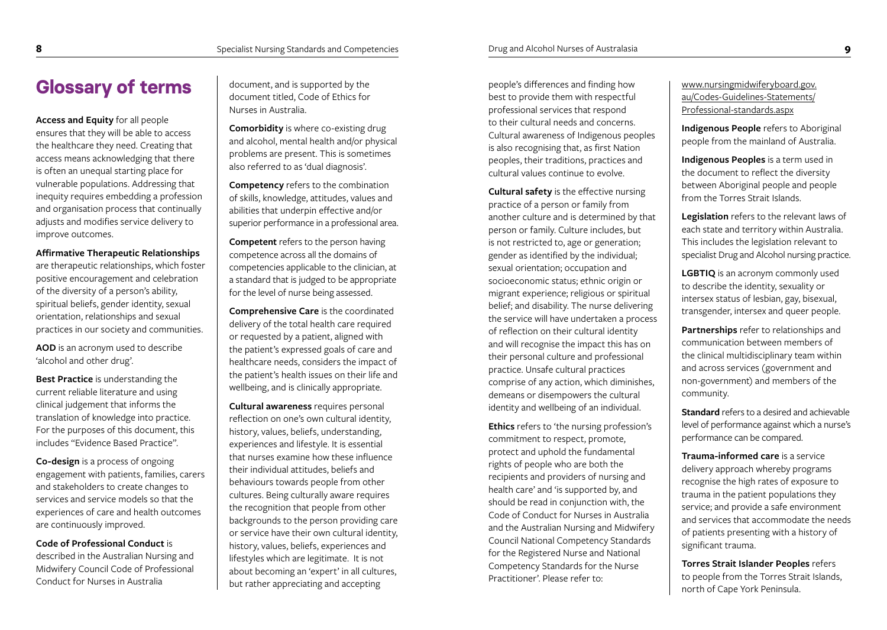# Glossary of terms

**Access and Equity** for all people ensures that they will be able to access the healthcare they need. Creating that access means acknowledging that there is often an unequal starting place for vulnerable populations. Addressing that inequity requires embedding a profession and organisation process that continually adjusts and modifies service delivery to improve outcomes.

**Affirmative Therapeutic Relationships** are therapeutic relationships, which foster positive encouragement and celebration of the diversity of a person's ability, spiritual beliefs, gender identity, sexual orientation, relationships and sexual practices in our society and communities.

**AOD** is an acronym used to describe 'alcohol and other drug'.

**Best Practice** is understanding the current reliable literature and using clinical judgement that informs the translation of knowledge into practice. For the purposes of this document, this includes "Evidence Based Practice".

**Co-design** is a process of ongoing engagement with patients, families, carers and stakeholders to create changes to services and service models so that the experiences of care and health outcomes are continuously improved.

**Code of Professional Conduct** is described in the Australian Nursing and Midwifery Council Code of Professional Conduct for Nurses in Australia document, and is supported by the document titled, Code of Ethics for Nurses in Australia.

**Comorbidity** is where co-existing drug and alcohol, mental health and/or physical problems are present. This is sometimes also referred to as 'dual diagnosis'.

**Competency** refers to the combination of skills, knowledge, attitudes, values and abilities that underpin effective and/or superior performance in a professional area.

**Competent** refers to the person having competence across all the domains of competencies applicable to the clinician, at a standard that is judged to be appropriate for the level of nurse being assessed.

**Comprehensive Care** is the coordinated delivery of the total health care required or requested by a patient, aligned with the patient's expressed goals of care and healthcare needs, considers the impact of the patient's health issues on their life and wellbeing, and is clinically appropriate.

**Cultural awareness** requires personal reflection on one's own cultural identity, history, values, beliefs, understanding, experiences and lifestyle. It is essential that nurses examine how these influence their individual attitudes, beliefs and behaviours towards people from other cultures. Being culturally aware requires the recognition that people from other backgrounds to the person providing care or service have their own cultural identity, history, values, beliefs, experiences and lifestyles which are legitimate. It is not about becoming an 'expert' in all cultures, but rather appreciating and accepting people's differences and finding how best to provide them with respectful professional services that respond to their cultural needs and concerns. Cultural awareness of Indigenous peoples is also recognising that, as first Nation peoples, their traditions, practices and cultural values continue to evolve.

**Cultural safety** is the effective nursing practice of a person or family from another culture and is determined by that person or family. Culture includes, but is not restricted to, age or generation; gender as identified by the individual; sexual orientation; occupation and socioeconomic status; ethnic origin or migrant experience; religious or spiritual belief; and disability. The nurse delivering the service will have undertaken a process of reflection on their cultural identity and will recognise the impact this has on their personal culture and professional practice. Unsafe cultural practices comprise of any action, which diminishes, demeans or disempowers the cultural identity and wellbeing of an individual.

**Ethics** refers to 'the nursing profession's commitment to respect, promote, protect and uphold the fundamental rights of people who are both the recipients and providers of nursing and health care' and 'is supported by, and should be read in conjunction with, the Code of Conduct for Nurses in Australia and the Australian Nursing and Midwifery Council National Competency Standards for the Registered Nurse and National Competency Standards for the Nurse Practitioner'. Please refer to: www.nursingmidwiferyboard.gov.au/Codes-Guidelines-Statements/Professional-standards.aspx

**Indigenous People** refers to Aboriginal people from the mainland of Australia.

**Indigenous Peoples** is a term used in the document to reflect the diversity between Aboriginal people and people from the Torres Strait Islands.

**Legislation** refers to the relevant laws of each state and territory within Australia. This includes the legislation relevant to specialist Drug and Alcohol nursing practice.

**LGBTIQ** is an acronym commonly used to describe the identity, sexuality or intersex status of lesbian, gay, bisexual, transgender, intersex and queer people.

**Partnerships** refer to relationships and communication between members of the clinical multidisciplinary team within and across services (government and non-government) and members of the community.

**Standard** refers to a desired and achievable level of performance against which a nurse's performance can be compared.

**Trauma-informed care** is a service delivery approach whereby programs recognise the high rates of exposure to trauma in the patient populations they service; and provide a safe environment and services that accommodate the needs of patients presenting with a history of significant trauma.

**Torres Strait Islander Peoples** refers to people from the Torres Strait Islands, north of Cape York Peninsula.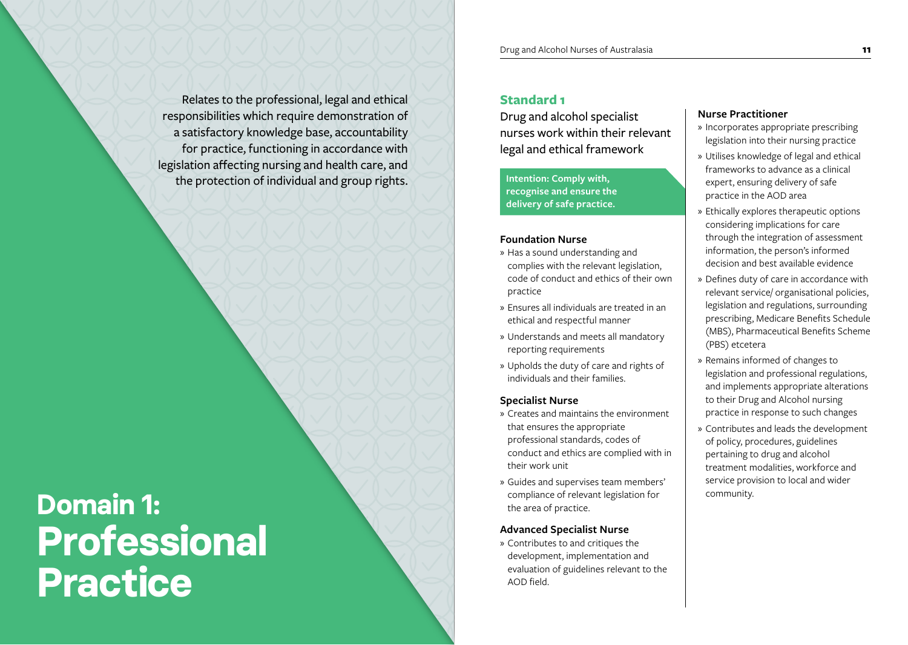# Domain 1: Professional Practice

Relates to the professional, legal and ethical responsibilities which require demonstration of a satisfactory knowledge base, accountability for practice, functioning in accordance with legislation affecting nursing and health care, and the protection of individual and group rights.

## Standard 1

Drug and alcohol specialist nurses work within their relevant legal and ethical framework

**Intention: Comply with, recognise and ensure the delivery of safe practice.**

### Foundation Nurse

- Has a sound understanding and complies with the relevant legislation, code of conduct and ethics of their own practice
- Ensures all individuals are treated in an ethical and respectful manner
- Understands and meets all mandatory reporting requirements
- Upholds the duty of care and rights of individuals and their families.

### Specialist Nurse

- Creates and maintains the environment that ensures the appropriate professional standards, codes of conduct and ethics are complied with in their work unit
- Guides and supervises team members' compliance of relevant legislation for the area of practice.

### Advanced Specialist Nurse

- Contributes to and critiques the development, implementation and evaluation of guidelines relevant to the AOD field.

### Nurse Practitioner

- Incorporates appropriate prescribing legislation into their nursing practice
- Utilises knowledge of legal and ethical frameworks to advance as a clinical expert, ensuring delivery of safe practice in the AOD area
- Ethically explores therapeutic options considering implications for care through the integration of assessment information, the person's informed decision and best available evidence
- Defines duty of care in accordance with relevant service/ organisational policies, legislation and regulations, surrounding prescribing, Medicare Benefits Schedule (MBS), Pharmaceutical Benefits Scheme (PBS) etcetera
- Remains informed of changes to legislation and professional regulations, and implements appropriate alterations to their Drug and Alcohol nursing practice in response to such changes
- Contributes and leads the development of policy, procedures, guidelines pertaining to drug and alcohol treatment modalities, workforce and service provision to local and wider community.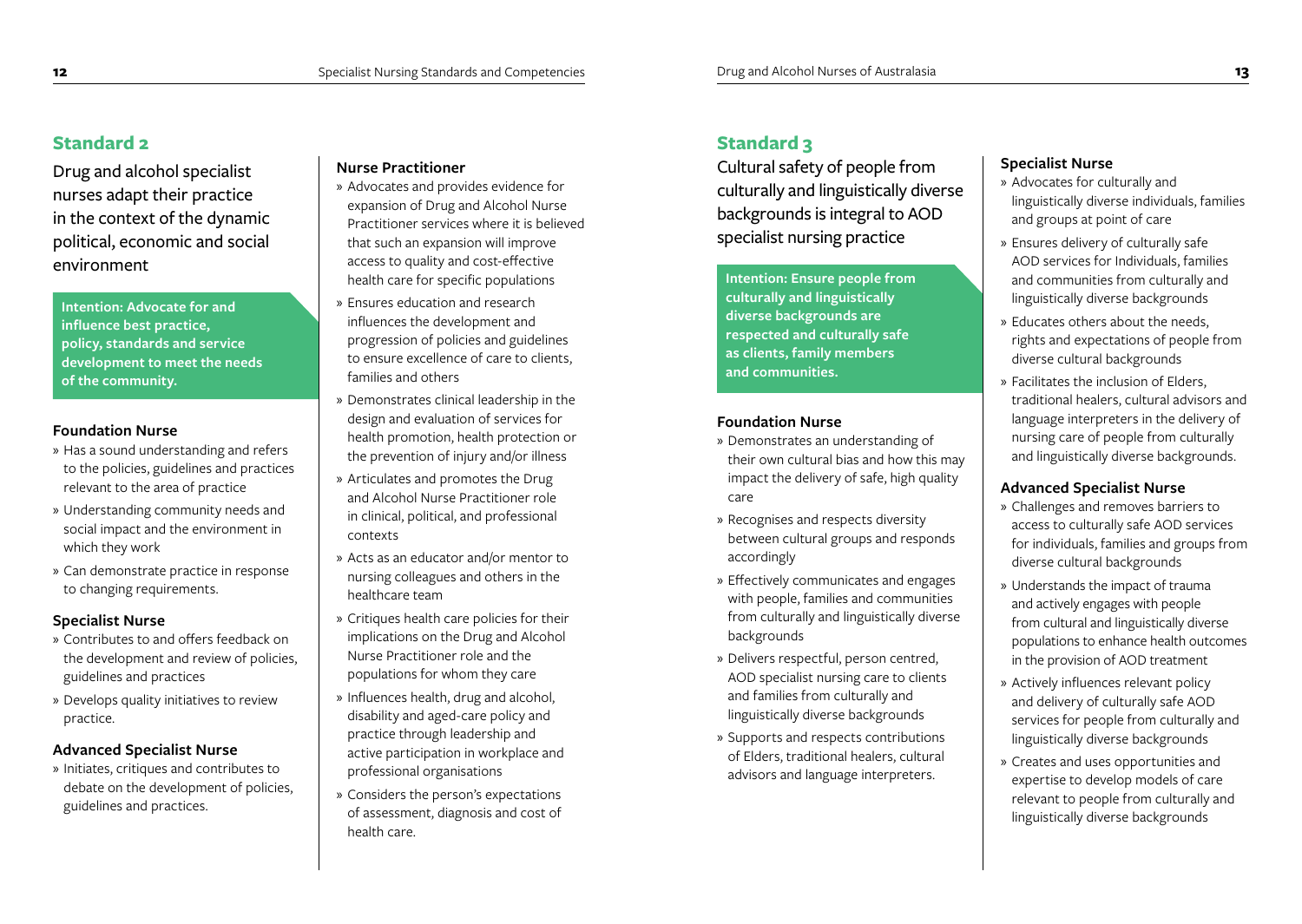## Standard 2

Drug and alcohol specialist nurses adapt their practice in the context of the dynamic political, economic and social environment

**Intention: Advocate for and influence best practice, policy, standards and service development to meet the needs of the community.**

### Foundation Nurse

- » Has a sound understanding and refers to the policies, guidelines and practices relevant to the area of practice
- » Understanding community needs and social impact and the environment in which they work
- » Can demonstrate practice in response to changing requirements.

### Specialist Nurse

- » Contributes to and offers feedback on the development and review of policies, guidelines and practices
- » Develops quality initiatives to review practice.

### Advanced Specialist Nurse

- » Initiates, critiques and contributes to debate on the development of policies, guidelines and practices.

### Nurse Practitioner

- » Advocates and provides evidence for expansion of Drug and Alcohol Nurse Practitioner services where it is believed that such an expansion will improve access to quality and cost-effective health care for specific populations
- » Ensures education and research influences the development and progression of policies and guidelines to ensure excellence of care to clients, families and others
- » Demonstrates clinical leadership in the design and evaluation of services for health promotion, health protection or the prevention of injury and/or illness
- » Articulates and promotes the Drug and Alcohol Nurse Practitioner role in clinical, political, and professional contexts
- » Acts as an educator and/or mentor to nursing colleagues and others in the healthcare team
- » Critiques health care policies for their implications on the Drug and Alcohol Nurse Practitioner role and the populations for whom they care
- » Influences health, drug and alcohol, disability and aged-care policy and practice through leadership and active participation in workplace and professional organisations
- » Considers the person's expectations of assessment, diagnosis and cost of health care.

## Standard 3

Cultural safety of people from culturally and linguistically diverse backgrounds is integral to AOD specialist nursing practice

**Intention: Ensure people from culturally and linguistically diverse backgrounds are respected and culturally safe as clients, family members and communities.**

### Foundation Nurse

- » Demonstrates an understanding of their own cultural bias and how this may impact the delivery of safe, high quality care
- » Recognises and respects diversity between cultural groups and responds accordingly
- » Effectively communicates and engages with people, families and communities from culturally and linguistically diverse backgrounds
- » Delivers respectful, person centred, AOD specialist nursing care to clients and families from culturally and linguistically diverse backgrounds
- » Supports and respects contributions of Elders, traditional healers, cultural advisors and language interpreters.

### Specialist Nurse

- » Advocates for culturally and linguistically diverse individuals, families and groups at point of care
- » Ensures delivery of culturally safe AOD services for Individuals, families and communities from culturally and linguistically diverse backgrounds
- » Educates others about the needs, rights and expectations of people from diverse cultural backgrounds
- » Facilitates the inclusion of Elders, traditional healers, cultural advisors and language interpreters in the delivery of nursing care of people from culturally and linguistically diverse backgrounds.

### Advanced Specialist Nurse

- » Challenges and removes barriers to access to culturally safe AOD services for individuals, families and groups from diverse cultural backgrounds
- » Understands the impact of trauma and actively engages with people from cultural and linguistically diverse populations to enhance health outcomes in the provision of AOD treatment
- » Actively influences relevant policy and delivery of culturally safe AOD services for people from culturally and linguistically diverse backgrounds
- » Creates and uses opportunities and expertise to develop models of care relevant to people from culturally and linguistically diverse backgrounds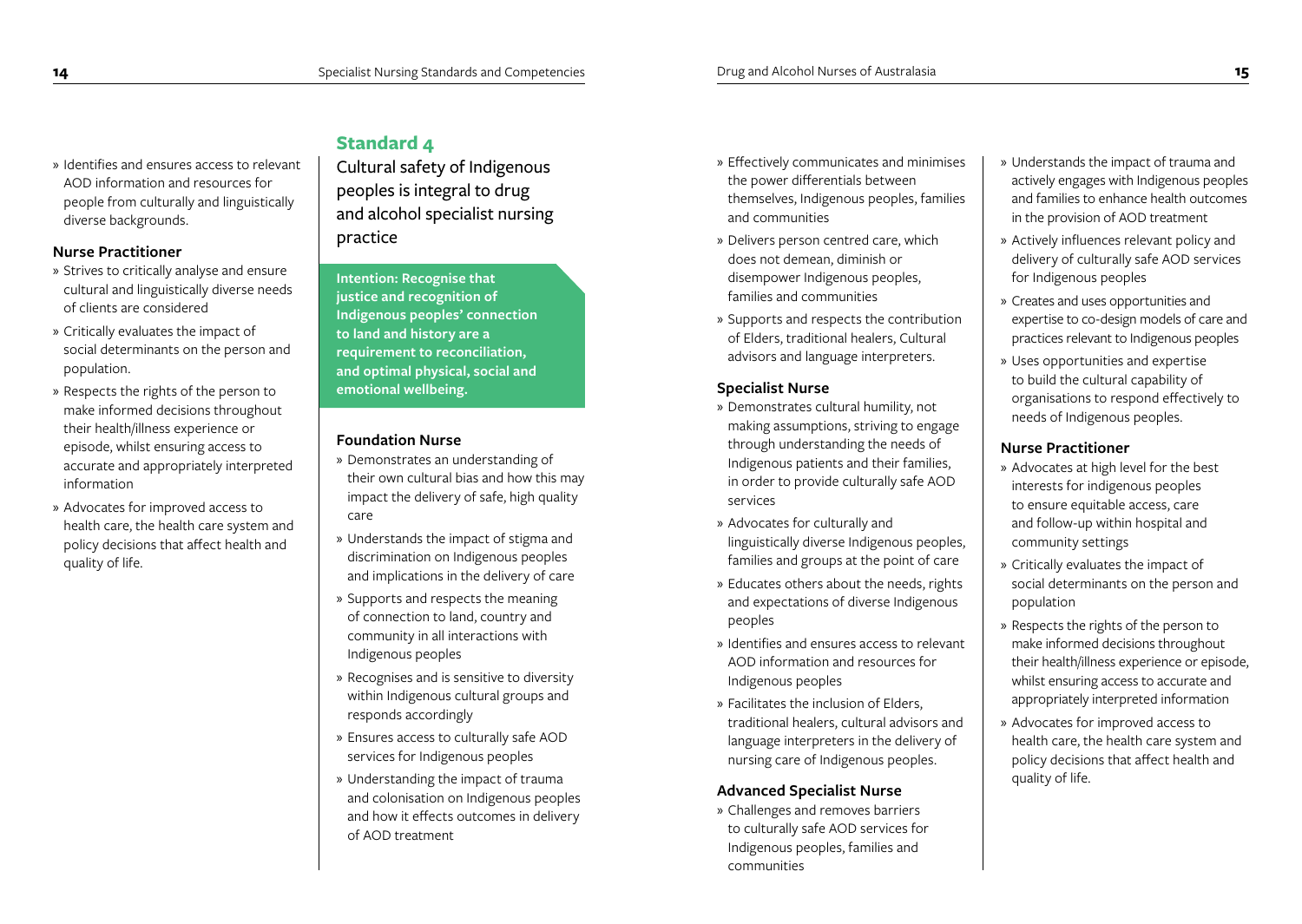- Identifies and ensures access to relevant AOD information and resources for people from culturally and linguistically diverse backgrounds.

### Nurse Practitioner

- Strives to critically analyse and ensure cultural and linguistically diverse needs of clients are considered
- Critically evaluates the impact of social determinants on the person and population.
- Respects the rights of the person to make informed decisions throughout their health/illness experience or episode, whilst ensuring access to accurate and appropriately interpreted information
- Advocates for improved access to health care, the health care system and policy decisions that affect health and quality of life.

## Standard 4

Cultural safety of Indigenous peoples is integral to drug and alcohol specialist nursing practice

**Intention: Recognise that justice and recognition of Indigenous peoples' connection to land and history are a requirement to reconciliation, and optimal physical, social and emotional wellbeing.**

### Foundation Nurse

- Demonstrates an understanding of their own cultural bias and how this may impact the delivery of safe, high quality care
- Understands the impact of stigma and discrimination on Indigenous peoples and implications in the delivery of care
- Supports and respects the meaning of connection to land, country and community in all interactions with Indigenous peoples
- Recognises and is sensitive to diversity within Indigenous cultural groups and responds accordingly
- Ensures access to culturally safe AOD services for Indigenous peoples
- Understanding the impact of trauma and colonisation on Indigenous peoples and how it effects outcomes in delivery of AOD treatment
- Effectively communicates and minimises the power differentials between themselves, Indigenous peoples, families and communities
- Delivers person centred care, which does not demean, diminish or disempower Indigenous peoples, families and communities
- Supports and respects the contribution of Elders, traditional healers, Cultural advisors and language interpreters.

### Specialist Nurse

- Demonstrates cultural humility, not making assumptions, striving to engage through understanding the needs of Indigenous patients and their families, in order to provide culturally safe AOD services
- Advocates for culturally and linguistically diverse Indigenous peoples, families and groups at the point of care
- Educates others about the needs, rights and expectations of diverse Indigenous peoples
- Identifies and ensures access to relevant AOD information and resources for Indigenous peoples
- Facilitates the inclusion of Elders, traditional healers, cultural advisors and language interpreters in the delivery of nursing care of Indigenous peoples.

### Advanced Specialist Nurse

- Challenges and removes barriers to culturally safe AOD services for Indigenous peoples, families and communities
- Understands the impact of trauma and actively engages with Indigenous peoples and families to enhance health outcomes in the provision of AOD treatment
- Actively influences relevant policy and delivery of culturally safe AOD services for Indigenous peoples
- Creates and uses opportunities and expertise to co-design models of care and practices relevant to Indigenous peoples
- Uses opportunities and expertise to build the cultural capability of organisations to respond effectively to needs of Indigenous peoples.

### Nurse Practitioner

- Advocates at high level for the best interests for indigenous peoples to ensure equitable access, care and follow-up within hospital and community settings
- Critically evaluates the impact of social determinants on the person and population
- Respects the rights of the person to make informed decisions throughout their health/illness experience or episode, whilst ensuring access to accurate and appropriately interpreted information
- Advocates for improved access to health care, the health care system and policy decisions that affect health and quality of life.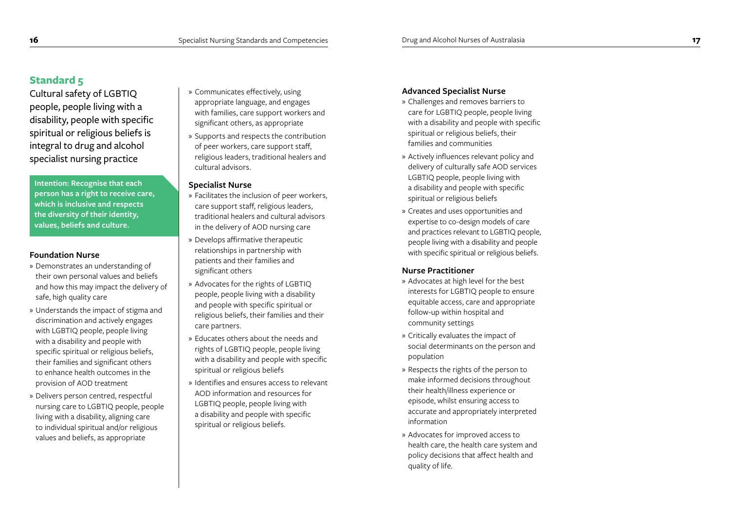## Standard 5

Cultural safety of LGBTIQ people, people living with a disability, people with specific spiritual or religious beliefs is integral to drug and alcohol specialist nursing practice

**Intention: Recognise that each person has a right to receive care, which is inclusive and respects the diversity of their identity, values, beliefs and culture.**

### Foundation Nurse

- Demonstrates an understanding of their own personal values and beliefs and how this may impact the delivery of safe, high quality care
- Understands the impact of stigma and discrimination and actively engages with LGBTIQ people, people living with a disability and people with specific spiritual or religious beliefs, their families and significant others to enhance health outcomes in the provision of AOD treatment
- Delivers person centred, respectful nursing care to LGBTIQ people, people living with a disability, aligning care to individual spiritual and/or religious values and beliefs, as appropriate
- Communicates effectively, using appropriate language, and engages with families, care support workers and significant others, as appropriate
- Supports and respects the contribution of peer workers, care support staff, religious leaders, traditional healers and cultural advisors.

### Specialist Nurse

- Facilitates the inclusion of peer workers, care support staff, religious leaders, traditional healers and cultural advisors in the delivery of AOD nursing care
- Develops affirmative therapeutic relationships in partnership with patients and their families and significant others
- Advocates for the rights of LGBTIQ people, people living with a disability and people with specific spiritual or religious beliefs, their families and their care partners.
- Educates others about the needs and rights of LGBTIQ people, people living with a disability and people with specific spiritual or religious beliefs
- Identifies and ensures access to relevant AOD information and resources for LGBTIQ people, people living with a disability and people with specific spiritual or religious beliefs.

### Advanced Specialist Nurse

- Challenges and removes barriers to care for LGBTIQ people, people living with a disability and people with specific spiritual or religious beliefs, their families and communities
- Actively influences relevant policy and delivery of culturally safe AOD services LGBTIQ people, people living with a disability and people with specific spiritual or religious beliefs
- Creates and uses opportunities and expertise to co-design models of care and practices relevant to LGBTIQ people, people living with a disability and people with specific spiritual or religious beliefs.

### Nurse Practitioner

- Advocates at high level for the best interests for LGBTIQ people to ensure equitable access, care and appropriate follow-up within hospital and community settings
- Critically evaluates the impact of social determinants on the person and population
- Respects the rights of the person to make informed decisions throughout their health/illness experience or episode, whilst ensuring access to accurate and appropriately interpreted information
- Advocates for improved access to health care, the health care system and policy decisions that affect health and quality of life.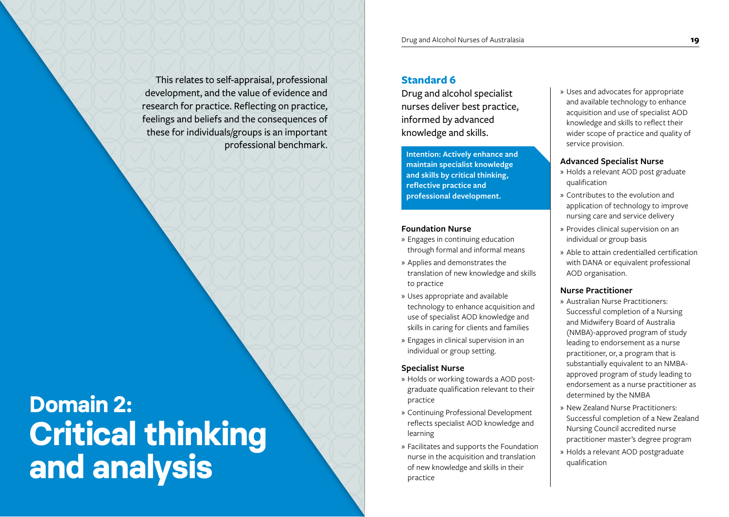This relates to self-appraisal, professional development, and the value of evidence and research for practice. Reflecting on practice, feelings and beliefs and the consequences of these for individuals/groups is an important professional benchmark.

# Domain 2: Critical thinking and analysis

## Standard 6

Drug and alcohol specialist nurses deliver best practice, informed by advanced knowledge and skills.

**Intention: Actively enhance and maintain specialist knowledge and skills by critical thinking, reflective practice and professional development.**

### Foundation Nurse

- Engages in continuing education through formal and informal means
- Applies and demonstrates the translation of new knowledge and skills to practice
- Uses appropriate and available technology to enhance acquisition and use of specialist AOD knowledge and skills in caring for clients and families
- Engages in clinical supervision in an individual or group setting.

### Specialist Nurse

- Holds or working towards a AOD post-graduate qualification relevant to their practice
- Continuing Professional Development reflects specialist AOD knowledge and learning
- Facilitates and supports the Foundation nurse in the acquisition and translation of new knowledge and skills in their practice
- Uses and advocates for appropriate and available technology to enhance acquisition and use of specialist AOD knowledge and skills to reflect their wider scope of practice and quality of service provision.

### Advanced Specialist Nurse

- Holds a relevant AOD post graduate qualification
- Contributes to the evolution and application of technology to improve nursing care and service delivery
- Provides clinical supervision on an individual or group basis
- Able to attain credentialled certification with DANA or equivalent professional AOD organisation.

### Nurse Practitioner

- Australian Nurse Practitioners: Successful completion of a Nursing and Midwifery Board of Australia (NMBA)-approved program of study leading to endorsement as a nurse practitioner, or, a program that is substantially equivalent to an NMBA-approved program of study leading to endorsement as a nurse practitioner as determined by the NMBA
- New Zealand Nurse Practitioners: Successful completion of a New Zealand Nursing Council accredited nurse practitioner master's degree program
- Holds a relevant AOD postgraduate qualification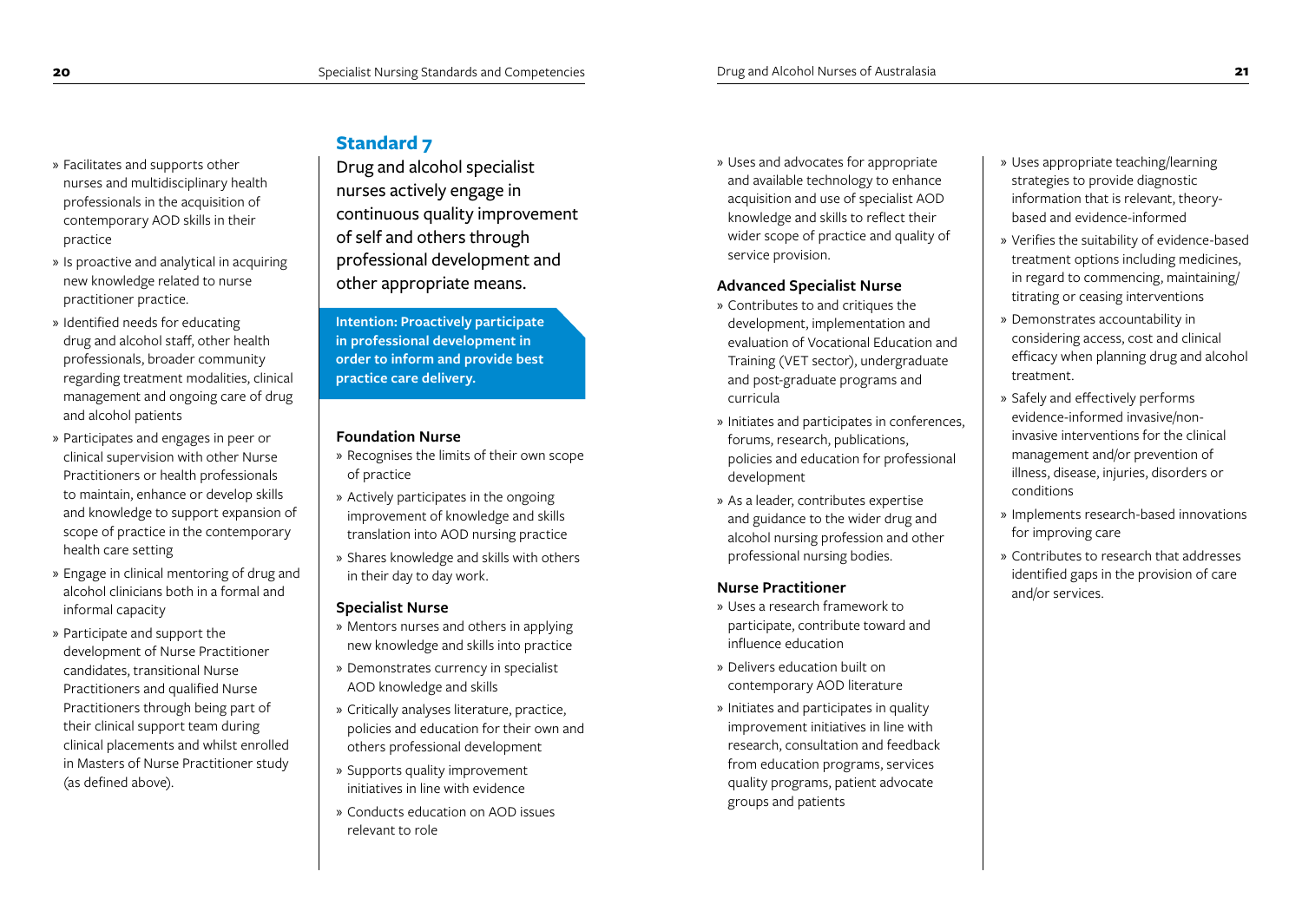- Facilitates and supports other nurses and multidisciplinary health professionals in the acquisition of contemporary AOD skills in their practice
- Is proactive and analytical in acquiring new knowledge related to nurse practitioner practice.
- Identified needs for educating drug and alcohol staff, other health professionals, broader community regarding treatment modalities, clinical management and ongoing care of drug and alcohol patients
- Participates and engages in peer or clinical supervision with other Nurse Practitioners or health professionals to maintain, enhance or develop skills and knowledge to support expansion of scope of practice in the contemporary health care setting
- Engage in clinical mentoring of drug and alcohol clinicians both in a formal and informal capacity
- Participate and support the development of Nurse Practitioner candidates, transitional Nurse Practitioners and qualified Nurse Practitioners through being part of their clinical support team during clinical placements and whilst enrolled in Masters of Nurse Practitioner study (as defined above).

## Standard 7

Drug and alcohol specialist nurses actively engage in continuous quality improvement of self and others through professional development and other appropriate means.

**Intention: Proactively participate in professional development in order to inform and provide best practice care delivery.**

### Foundation Nurse

- Recognises the limits of their own scope of practice
- Actively participates in the ongoing improvement of knowledge and skills translation into AOD nursing practice
- Shares knowledge and skills with others in their day to day work.

### Specialist Nurse

- Mentors nurses and others in applying new knowledge and skills into practice
- Demonstrates currency in specialist AOD knowledge and skills
- Critically analyses literature, practice, policies and education for their own and others professional development
- Supports quality improvement initiatives in line with evidence
- Conducts education on AOD issues relevant to role
- Uses and advocates for appropriate and available technology to enhance acquisition and use of specialist AOD knowledge and skills to reflect their wider scope of practice and quality of service provision.

### Advanced Specialist Nurse

- Contributes to and critiques the development, implementation and evaluation of Vocational Education and Training (VET sector), undergraduate and post-graduate programs and curricula
- Initiates and participates in conferences, forums, research, publications, policies and education for professional development
- As a leader, contributes expertise and guidance to the wider drug and alcohol nursing profession and other professional nursing bodies.

### Nurse Practitioner

- Uses a research framework to participate, contribute toward and influence education
- Delivers education built on contemporary AOD literature
- Initiates and participates in quality improvement initiatives in line with research, consultation and feedback from education programs, services quality programs, patient advocate groups and patients
- Uses appropriate teaching/learning strategies to provide diagnostic information that is relevant, theory-based and evidence-informed
- Verifies the suitability of evidence-based treatment options including medicines, in regard to commencing, maintaining/titrating or ceasing interventions
- Demonstrates accountability in considering access, cost and clinical efficacy when planning drug and alcohol treatment.
- Safely and effectively performs evidence-informed invasive/non-invasive interventions for the clinical management and/or prevention of illness, disease, injuries, disorders or conditions
- Implements research-based innovations for improving care
- Contributes to research that addresses identified gaps in the provision of care and/or services.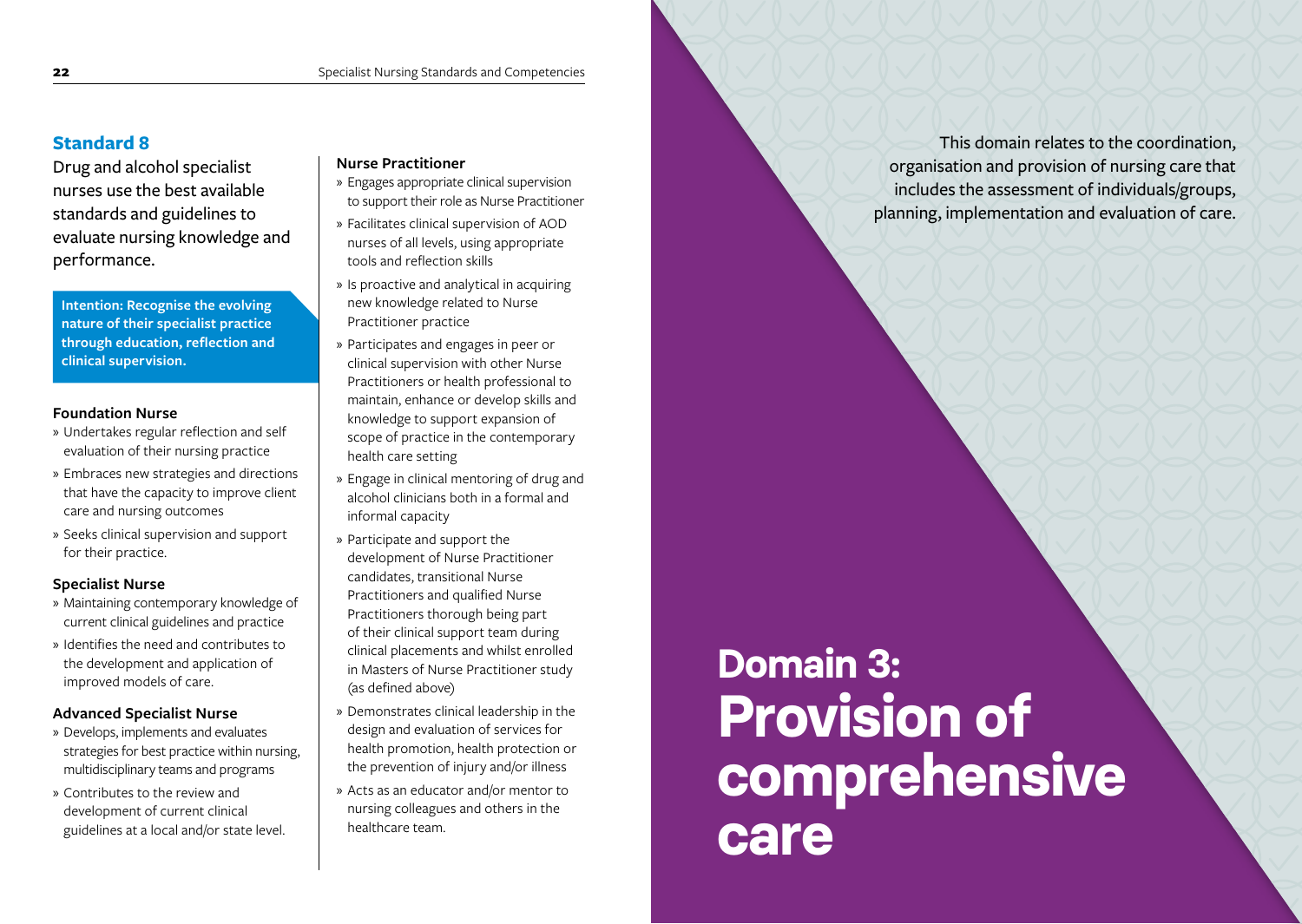## Standard 8

Drug and alcohol specialist nurses use the best available standards and guidelines to evaluate nursing knowledge and performance.

**Intention: Recognise the evolving nature of their specialist practice through education, reflection and clinical supervision.**

### Foundation Nurse

- Undertakes regular reflection and self evaluation of their nursing practice
- Embraces new strategies and directions that have the capacity to improve client care and nursing outcomes
- Seeks clinical supervision and support for their practice.

### Specialist Nurse

- Maintaining contemporary knowledge of current clinical guidelines and practice
- Identifies the need and contributes to the development and application of improved models of care.

### Advanced Specialist Nurse

- Develops, implements and evaluates strategies for best practice within nursing, multidisciplinary teams and programs
- Contributes to the review and development of current clinical guidelines at a local and/or state level.

### Nurse Practitioner

- Engages appropriate clinical supervision to support their role as Nurse Practitioner
- Facilitates clinical supervision of AOD nurses of all levels, using appropriate tools and reflection skills
- Is proactive and analytical in acquiring new knowledge related to Nurse Practitioner practice
- Participates and engages in peer or clinical supervision with other Nurse Practitioners or health professional to maintain, enhance or develop skills and knowledge to support expansion of scope of practice in the contemporary health care setting
- Engage in clinical mentoring of drug and alcohol clinicians both in a formal and informal capacity
- Participate and support the development of Nurse Practitioner candidates, transitional Nurse Practitioners and qualified Nurse Practitioners thorough being part of their clinical support team during clinical placements and whilst enrolled in Masters of Nurse Practitioner study (as defined above)
- Demonstrates clinical leadership in the design and evaluation of services for health promotion, health protection or the prevention of injury and/or illness
- Acts as an educator and/or mentor to nursing colleagues and others in the healthcare team.

# Domain 3: Provision of comprehensive care

This domain relates to the coordination, organisation and provision of nursing care that includes the assessment of individuals/groups, planning, implementation and evaluation of care.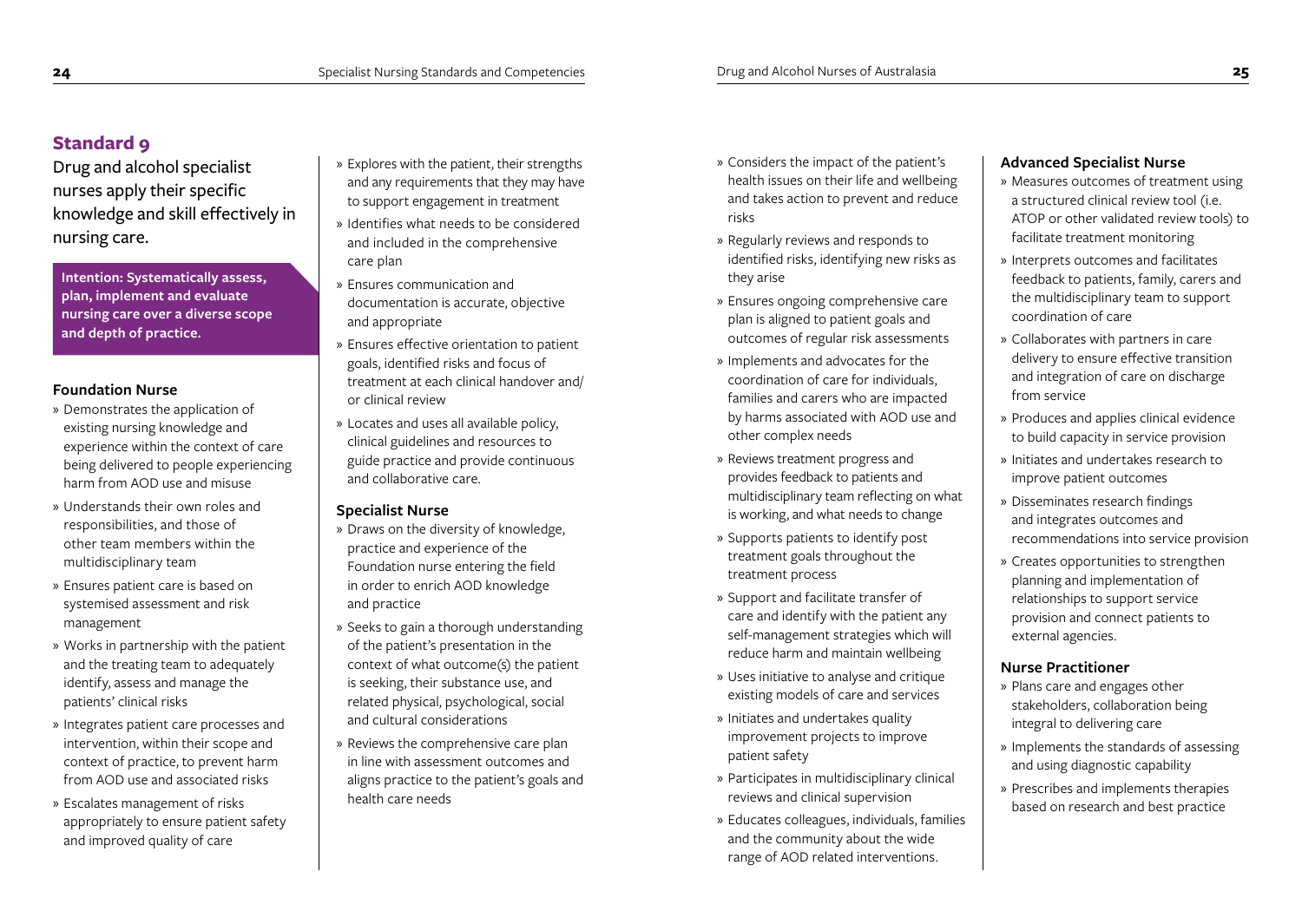## Standard 9

Drug and alcohol specialist nurses apply their specific knowledge and skill effectively in nursing care.

**Intention: Systematically assess, plan, implement and evaluate nursing care over a diverse scope and depth of practice.**

### Foundation Nurse

- Demonstrates the application of existing nursing knowledge and experience within the context of care being delivered to people experiencing harm from AOD use and misuse
- Understands their own roles and responsibilities, and those of other team members within the multidisciplinary team
- Ensures patient care is based on systemised assessment and risk management
- Works in partnership with the patient and the treating team to adequately identify, assess and manage the patients' clinical risks
- Integrates patient care processes and intervention, within their scope and context of practice, to prevent harm from AOD use and associated risks
- Escalates management of risks appropriately to ensure patient safety and improved quality of care
- Explores with the patient, their strengths and any requirements that they may have to support engagement in treatment
- Identifies what needs to be considered and included in the comprehensive care plan
- Ensures communication and documentation is accurate, objective and appropriate
- Ensures effective orientation to patient goals, identified risks and focus of treatment at each clinical handover and/or clinical review
- Locates and uses all available policy, clinical guidelines and resources to guide practice and provide continuous and collaborative care.

### Specialist Nurse

- Draws on the diversity of knowledge, practice and experience of the Foundation nurse entering the field in order to enrich AOD knowledge and practice
- Seeks to gain a thorough understanding of the patient's presentation in the context of what outcome(s) the patient is seeking, their substance use, and related physical, psychological, social and cultural considerations
- Reviews the comprehensive care plan in line with assessment outcomes and aligns practice to the patient's goals and health care needs
- Considers the impact of the patient's health issues on their life and wellbeing and takes action to prevent and reduce risks
- Regularly reviews and responds to identified risks, identifying new risks as they arise
- Ensures ongoing comprehensive care plan is aligned to patient goals and outcomes of regular risk assessments
- Implements and advocates for the coordination of care for individuals, families and carers who are impacted by harms associated with AOD use and other complex needs
- Reviews treatment progress and provides feedback to patients and multidisciplinary team reflecting on what is working, and what needs to change
- Supports patients to identify post treatment goals throughout the treatment process
- Support and facilitate transfer of care and identify with the patient any self-management strategies which will reduce harm and maintain wellbeing
- Uses initiative to analyse and critique existing models of care and services
- Initiates and undertakes quality improvement projects to improve patient safety
- Participates in multidisciplinary clinical reviews and clinical supervision
- Educates colleagues, individuals, families and the community about the wide range of AOD related interventions.

### Advanced Specialist Nurse

- Measures outcomes of treatment using a structured clinical review tool (i.e. ATOP or other validated review tools) to facilitate treatment monitoring
- Interprets outcomes and facilitates feedback to patients, family, carers and the multidisciplinary team to support coordination of care
- Collaborates with partners in care delivery to ensure effective transition and integration of care on discharge from service
- Produces and applies clinical evidence to build capacity in service provision
- Initiates and undertakes research to improve patient outcomes
- Disseminates research findings and integrates outcomes and recommendations into service provision
- Creates opportunities to strengthen planning and implementation of relationships to support service provision and connect patients to external agencies.

### Nurse Practitioner

- Plans care and engages other stakeholders, collaboration being integral to delivering care
- Implements the standards of assessing and using diagnostic capability
- Prescribes and implements therapies based on research and best practice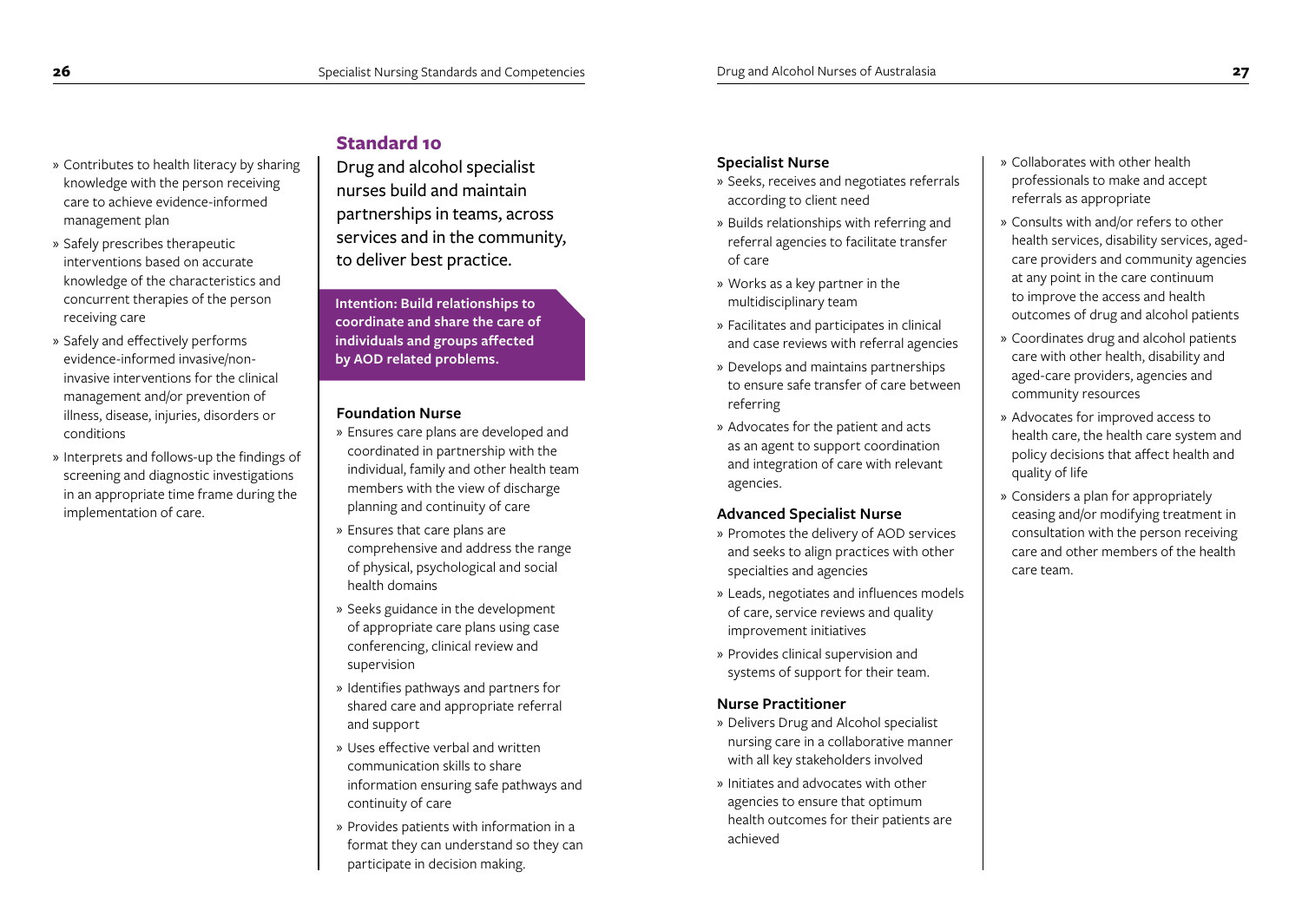- Contributes to health literacy by sharing knowledge with the person receiving care to achieve evidence-informed management plan
- Safely prescribes therapeutic interventions based on accurate knowledge of the characteristics and concurrent therapies of the person receiving care
- Safely and effectively performs evidence-informed invasive/non-invasive interventions for the clinical management and/or prevention of illness, disease, injuries, disorders or conditions
- Interprets and follows-up the findings of screening and diagnostic investigations in an appropriate time frame during the implementation of care.

## Standard 10

Drug and alcohol specialist nurses build and maintain partnerships in teams, across services and in the community, to deliver best practice.

**Intention: Build relationships to coordinate and share the care of individuals and groups affected by AOD related problems.**

### Foundation Nurse

- Ensures care plans are developed and coordinated in partnership with the individual, family and other health team members with the view of discharge planning and continuity of care
- Ensures that care plans are comprehensive and address the range of physical, psychological and social health domains
- Seeks guidance in the development of appropriate care plans using case conferencing, clinical review and supervision
- Identifies pathways and partners for shared care and appropriate referral and support
- Uses effective verbal and written communication skills to share information ensuring safe pathways and continuity of care
- Provides patients with information in a format they can understand so they can participate in decision making.

### Specialist Nurse

- Seeks, receives and negotiates referrals according to client need
- Builds relationships with referring and referral agencies to facilitate transfer of care
- Works as a key partner in the multidisciplinary team
- Facilitates and participates in clinical and case reviews with referral agencies
- Develops and maintains partnerships to ensure safe transfer of care between referring
- Advocates for the patient and acts as an agent to support coordination and integration of care with relevant agencies.

### Advanced Specialist Nurse

- Promotes the delivery of AOD services and seeks to align practices with other specialties and agencies
- Leads, negotiates and influences models of care, service reviews and quality improvement initiatives
- Provides clinical supervision and systems of support for their team.

### Nurse Practitioner

- Delivers Drug and Alcohol specialist nursing care in a collaborative manner with all key stakeholders involved
- Initiates and advocates with other agencies to ensure that optimum health outcomes for their patients are achieved
- Collaborates with other health professionals to make and accept referrals as appropriate
- Consults with and/or refers to other health services, disability services, aged-care providers and community agencies at any point in the care continuum to improve the access and health outcomes of drug and alcohol patients
- Coordinates drug and alcohol patients care with other health, disability and aged-care providers, agencies and community resources
- Advocates for improved access to health care, the health care system and policy decisions that affect health and quality of life
- Considers a plan for appropriately ceasing and/or modifying treatment in consultation with the person receiving care and other members of the health care team.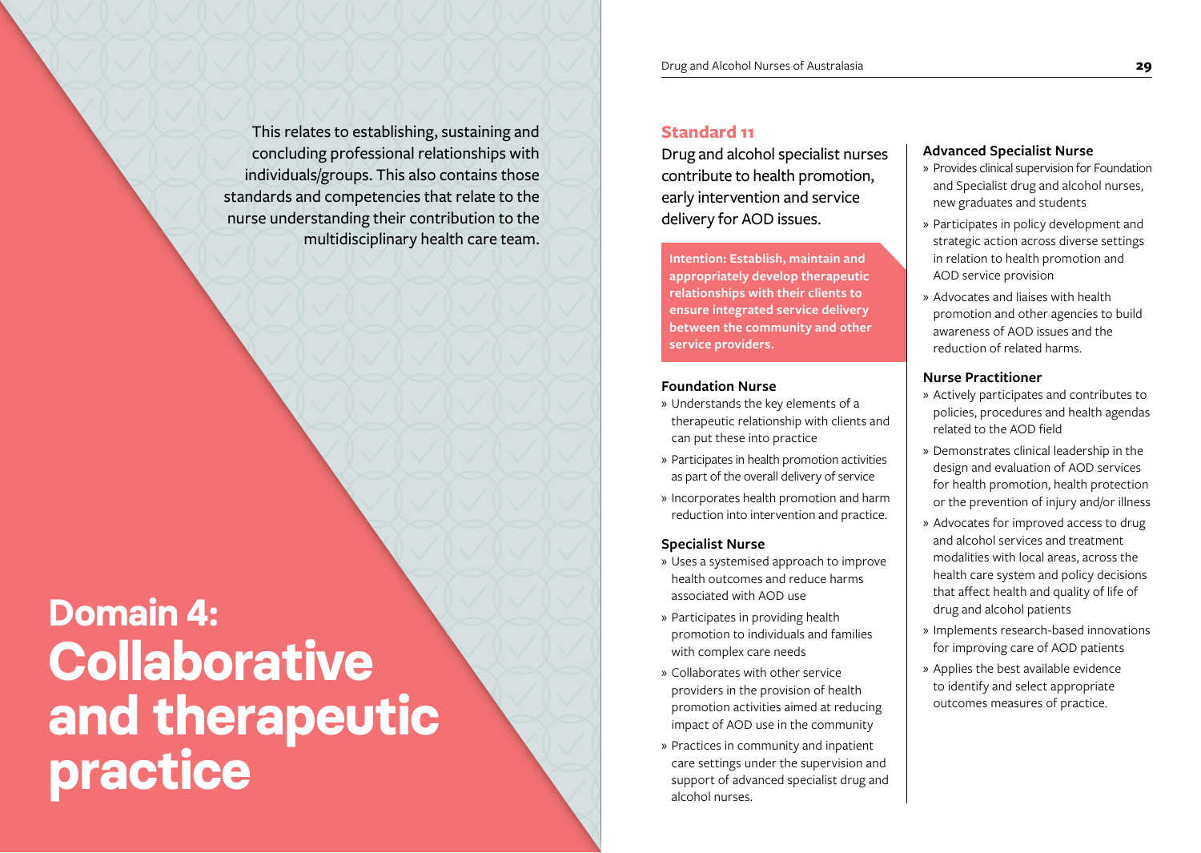# Domain 4: Collaborative and therapeutic practice

This relates to establishing, sustaining and concluding professional relationships with individuals/groups. This also contains those standards and competencies that relate to the nurse understanding their contribution to the multidisciplinary health care team.

## Standard 11

Drug and alcohol specialist nurses contribute to health promotion, early intervention and service delivery for AOD issues.

**Intention: Establish, maintain and appropriately develop therapeutic relationships with their clients to ensure integrated service delivery between the community and other service providers.**

### Foundation Nurse

- Understands the key elements of a therapeutic relationship with clients and can put these into practice
- Participates in health promotion activities as part of the overall delivery of service
- Incorporates health promotion and harm reduction into intervention and practice.

### Specialist Nurse

- Uses a systemised approach to improve health outcomes and reduce harms associated with AOD use
- Participates in providing health promotion to individuals and families with complex care needs
- Collaborates with other service providers in the provision of health promotion activities aimed at reducing impact of AOD use in the community
- Practices in community and inpatient care settings under the supervision and support of advanced specialist drug and alcohol nurses.

### Advanced Specialist Nurse

- Provides clinical supervision for Foundation and Specialist drug and alcohol nurses, new graduates and students
- Participates in policy development and strategic action across diverse settings in relation to health promotion and AOD service provision
- Advocates and liaises with health promotion and other agencies to build awareness of AOD issues and the reduction of related harms.

### Nurse Practitioner

- Actively participates and contributes to policies, procedures and health agendas related to the AOD field
- Demonstrates clinical leadership in the design and evaluation of AOD services for health promotion, health protection or the prevention of injury and/or illness
- Advocates for improved access to drug and alcohol services and treatment modalities with local areas, across the health care system and policy decisions that affect health and quality of life of drug and alcohol patients
- Implements research-based innovations for improving care of AOD patients
- Applies the best available evidence to identify and select appropriate outcomes measures of practice.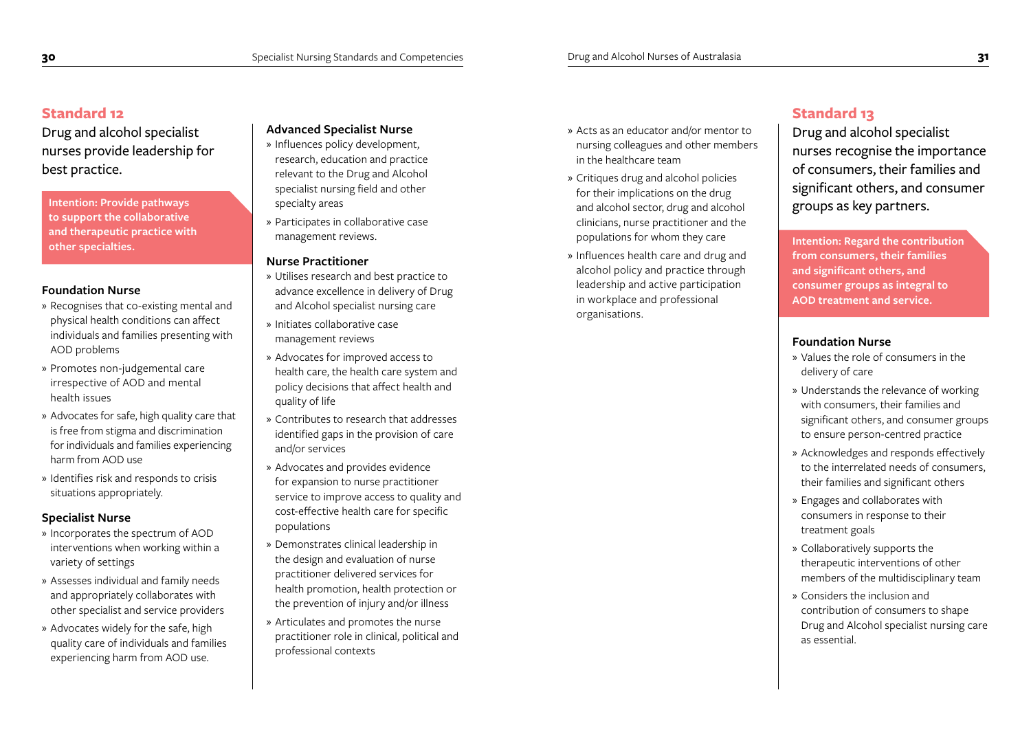## Standard 12

Drug and alcohol specialist nurses provide leadership for best practice.

**Intention: Provide pathways to support the collaborative and therapeutic practice with other specialties.**

### Foundation Nurse

» Recognises that co-existing mental and physical health conditions can affect individuals and families presenting with AOD problems

» Promotes non-judgemental care irrespective of AOD and mental health issues

» Advocates for safe, high quality care that is free from stigma and discrimination for individuals and families experiencing harm from AOD use

» Identifies risk and responds to crisis situations appropriately.

### Specialist Nurse

» Incorporates the spectrum of AOD interventions when working within a variety of settings

» Assesses individual and family needs and appropriately collaborates with other specialist and service providers

» Advocates widely for the safe, high quality care of individuals and families experiencing harm from AOD use.

### Advanced Specialist Nurse

» Influences policy development, research, education and practice relevant to the Drug and Alcohol specialist nursing field and other specialty areas

» Participates in collaborative case management reviews.

### Nurse Practitioner

» Utilises research and best practice to advance excellence in delivery of Drug and Alcohol specialist nursing care

» Initiates collaborative case management reviews

» Advocates for improved access to health care, the health care system and policy decisions that affect health and quality of life

» Contributes to research that addresses identified gaps in the provision of care and/or services

» Advocates and provides evidence for expansion to nurse practitioner service to improve access to quality and cost-effective health care for specific populations

» Demonstrates clinical leadership in the design and evaluation of nurse practitioner delivered services for health promotion, health protection or the prevention of injury and/or illness

» Articulates and promotes the nurse practitioner role in clinical, political and professional contexts

» Acts as an educator and/or mentor to nursing colleagues and other members in the healthcare team

» Critiques drug and alcohol policies for their implications on the drug and alcohol sector, drug and alcohol clinicians, nurse practitioner and the populations for whom they care

» Influences health care and drug and alcohol policy and practice through leadership and active participation in workplace and professional organisations.

## Standard 13

Drug and alcohol specialist nurses recognise the importance of consumers, their families and significant others, and consumer groups as key partners.

**Intention: Regard the contribution from consumers, their families and significant others, and consumer groups as integral to AOD treatment and service.**

### Foundation Nurse

» Values the role of consumers in the delivery of care

» Understands the relevance of working with consumers, their families and significant others, and consumer groups to ensure person-centred practice

» Acknowledges and responds effectively to the interrelated needs of consumers, their families and significant others

» Engages and collaborates with consumers in response to their treatment goals

» Collaboratively supports the therapeutic interventions of other members of the multidisciplinary team

» Considers the inclusion and contribution of consumers to shape Drug and Alcohol specialist nursing care as essential.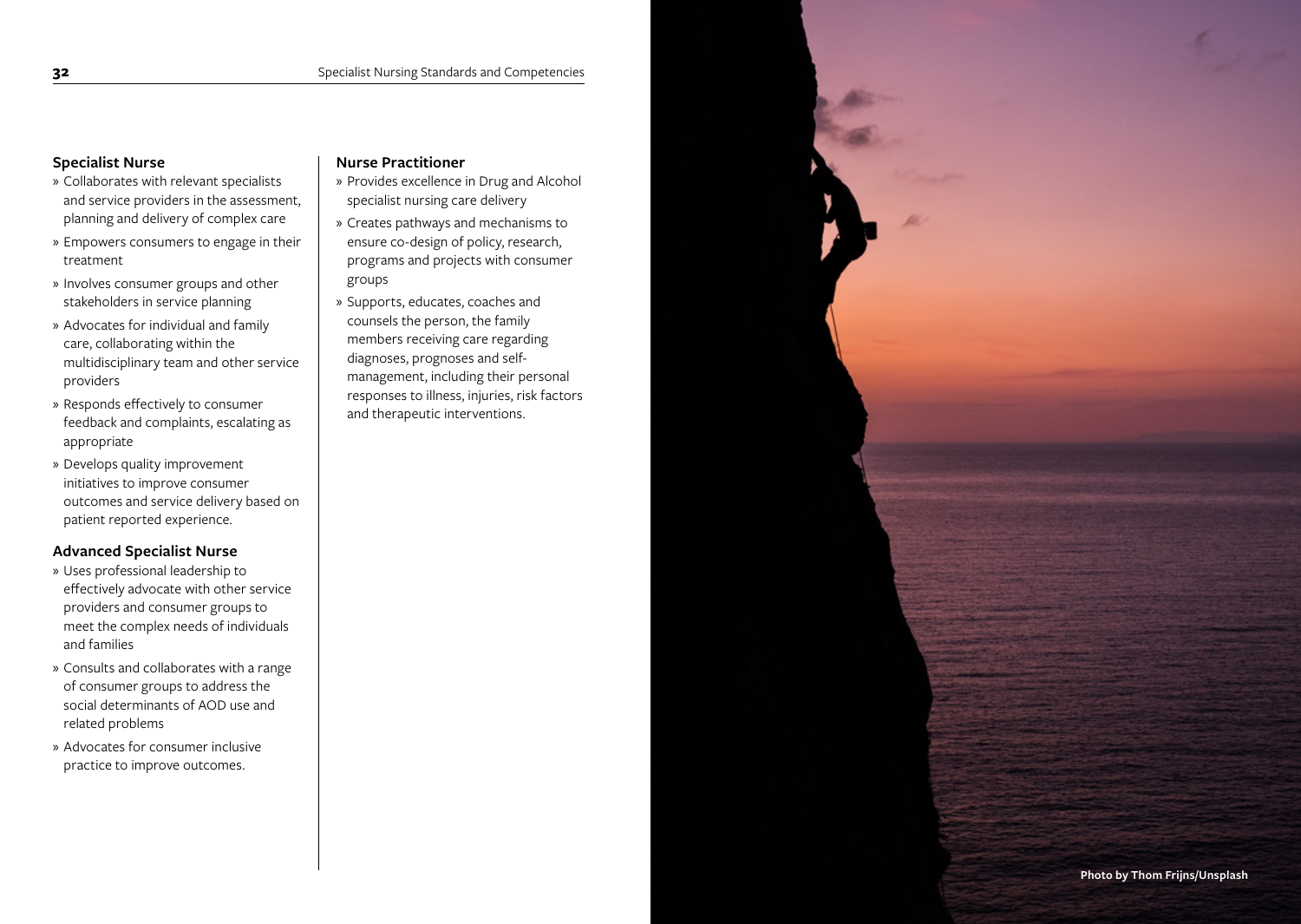### Specialist Nurse

- Collaborates with relevant specialists and service providers in the assessment, planning and delivery of complex care
- Empowers consumers to engage in their treatment
- Involves consumer groups and other stakeholders in service planning
- Advocates for individual and family care, collaborating within the multidisciplinary team and other service providers
- Responds effectively to consumer feedback and complaints, escalating as appropriate
- Develops quality improvement initiatives to improve consumer outcomes and service delivery based on patient reported experience.

### Advanced Specialist Nurse

- Uses professional leadership to effectively advocate with other service providers and consumer groups to meet the complex needs of individuals and families
- Consults and collaborates with a range of consumer groups to address the social determinants of AOD use and related problems
- Advocates for consumer inclusive practice to improve outcomes.

### Nurse Practitioner

- Provides excellence in Drug and Alcohol specialist nursing care delivery
- Creates pathways and mechanisms to ensure co-design of policy, research, programs and projects with consumer groups
- Supports, educates, coaches and counsels the person, the family members receiving care regarding diagnoses, prognoses and self-management, including their personal responses to illness, injuries, risk factors and therapeutic interventions.

Photo by Thom Frijns/Unsplash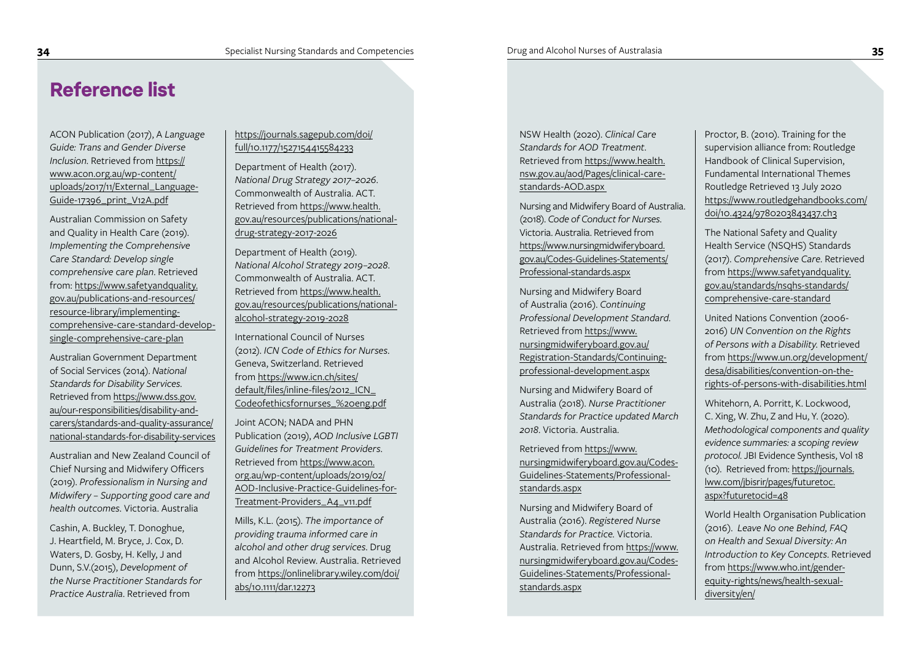# Reference list

ACON Publication (2017), A *Language Guide: Trans and Gender Diverse Inclusion*. Retrieved from https://www.acon.org.au/wp-content/uploads/2017/11/External_Language-Guide-17396_print_V12A.pdf

Australian Commission on Safety and Quality in Health Care (2019). *Implementing the Comprehensive Care Standard: Develop single comprehensive care plan*. Retrieved from: https://www.safetyandquality.gov.au/publications-and-resources/resource-library/implementing-comprehensive-care-standard-develop-single-comprehensive-care-plan

Australian Government Department of Social Services (2014). *National Standards for Disability Services*. Retrieved from https://www.dss.gov.au/our-responsibilities/disability-and-carers/standards-and-quality-assurance/national-standards-for-disability-services

Australian and New Zealand Council of Chief Nursing and Midwifery Officers (2019). *Professionalism in Nursing and Midwifery – Supporting good care and health outcomes*. Victoria. Australia

Cashin, A. Buckley, T. Donoghue, J. Heartfield, M. Bryce, J. Cox, D. Waters, D. Gosby, H. Kelly, J and Dunn, S.V.(2015), *Development of the Nurse Practitioner Standards for Practice Australia*. Retrieved from https://journals.sagepub.com/doi/full/10.1177/1527154415584233

Department of Health (2017). *National Drug Strategy 2017–2026*. Commonwealth of Australia. ACT. Retrieved from https://www.health.gov.au/resources/publications/national-drug-strategy-2017-2026

Department of Health (2019). *National Alcohol Strategy 2019–2028*. Commonwealth of Australia. ACT. Retrieved from https://www.health.gov.au/resources/publications/national-alcohol-strategy-2019-2028

International Council of Nurses (2012). *ICN Code of Ethics for Nurses*. Geneva, Switzerland. Retrieved from https://www.icn.ch/sites/default/files/inline-files/2012_ICN_Codeofethicsfornurses_%20eng.pdf

Joint ACON; NADA and PHN Publication (2019), *AOD Inclusive LGBTI Guidelines for Treatment Providers*. Retrieved from https://www.acon.org.au/wp-content/uploads/2019/02/AOD-Inclusive-Practice-Guidelines-for-Treatment-Providers_A4_v11.pdf

Mills, K.L. (2015). *The importance of providing trauma informed care in alcohol and other drug services*. Drug and Alcohol Review. Australia. Retrieved from https://onlinelibrary.wiley.com/doi/abs/10.1111/dar.12273

NSW Health (2020). *Clinical Care Standards for AOD Treatment*. Retrieved from https://www.health.nsw.gov.au/aod/Pages/clinical-care-standards-AOD.aspx

Nursing and Midwifery Board of Australia. (2018). *Code of Conduct for Nurses*. Victoria. Australia. Retrieved from https://www.nursingmidwiferyboard.gov.au/Codes-Guidelines-Statements/Professional-standards.aspx

Nursing and Midwifery Board of Australia (2016). *Continuing Professional Development Standard*. Retrieved from https://www.nursingmidwiferyboard.gov.au/Registration-Standards/Continuing-professional-development.aspx

Nursing and Midwifery Board of Australia (2018). *Nurse Practitioner Standards for Practice updated March 2018*. Victoria. Australia.

Retrieved from https://www.nursingmidwiferyboard.gov.au/Codes-Guidelines-Statements/Professional-standards.aspx

Nursing and Midwifery Board of Australia (2016). *Registered Nurse Standards for Practice*. Victoria. Australia. Retrieved from https://www.nursingmidwiferyboard.gov.au/Codes-Guidelines-Statements/Professional-standards.aspx

Proctor, B. (2010). Training for the supervision alliance from: Routledge Handbook of Clinical Supervision, Fundamental International Themes Routledge Retrieved 13 July 2020 https://www.routledgehandbooks.com/doi/10.4324/9780203843437.ch3

The National Safety and Quality Health Service (NSQHS) Standards (2017). *Comprehensive Care*. Retrieved from https://www.safetyandquality.gov.au/standards/nsqhs-standards/comprehensive-care-standard

United Nations Convention (2006-2016) *UN Convention on the Rights of Persons with a Disability*. Retrieved from https://www.un.org/development/desa/disabilities/convention-on-the-rights-of-persons-with-disabilities.html

Whitehorn, A. Porritt, K. Lockwood, C. Xing, W. Zhu, Z and Hu, Y. (2020). *Methodological components and quality evidence summaries: a scoping review protocol*. JBI Evidence Synthesis, Vol 18 (10). Retrieved from: https://journals.lww.com/jbisrir/pages/futuretoc.aspx?futuretocid=48

World Health Organisation Publication (2016). *Leave No one Behind, FAQ on Health and Sexual Diversity: An Introduction to Key Concepts*. Retrieved from https://www.who.int/gender-equity-rights/news/health-sexual-diversity/en/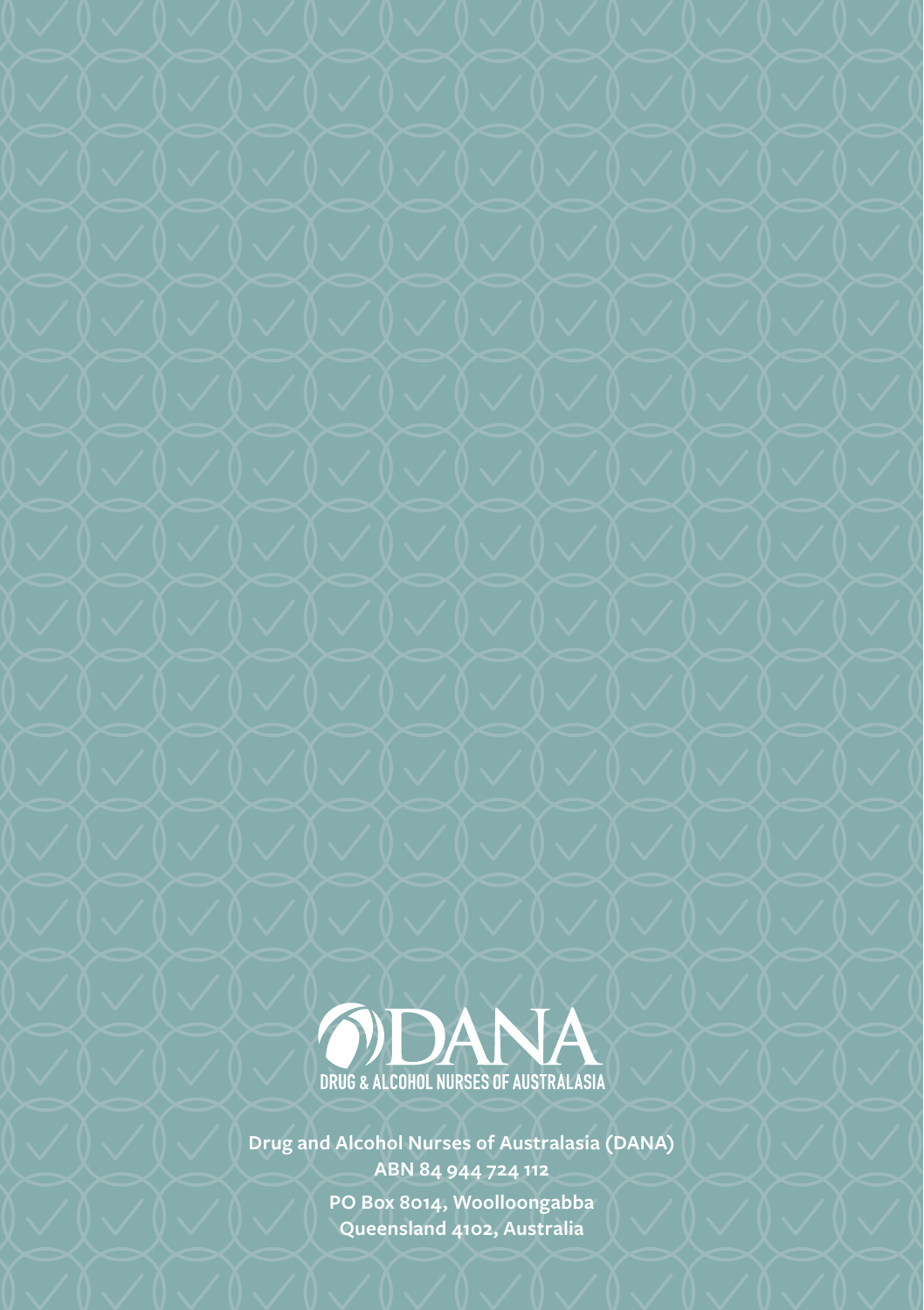DANA

DRUG & ALCOHOL NURSES OF AUSTRALASIA

**Drug and Alcohol Nurses of Australasia (DANA)**
**ABN 84 944 724 112**

**PO Box 8014, Woolloongabba**
**Queensland 4102, Australia**